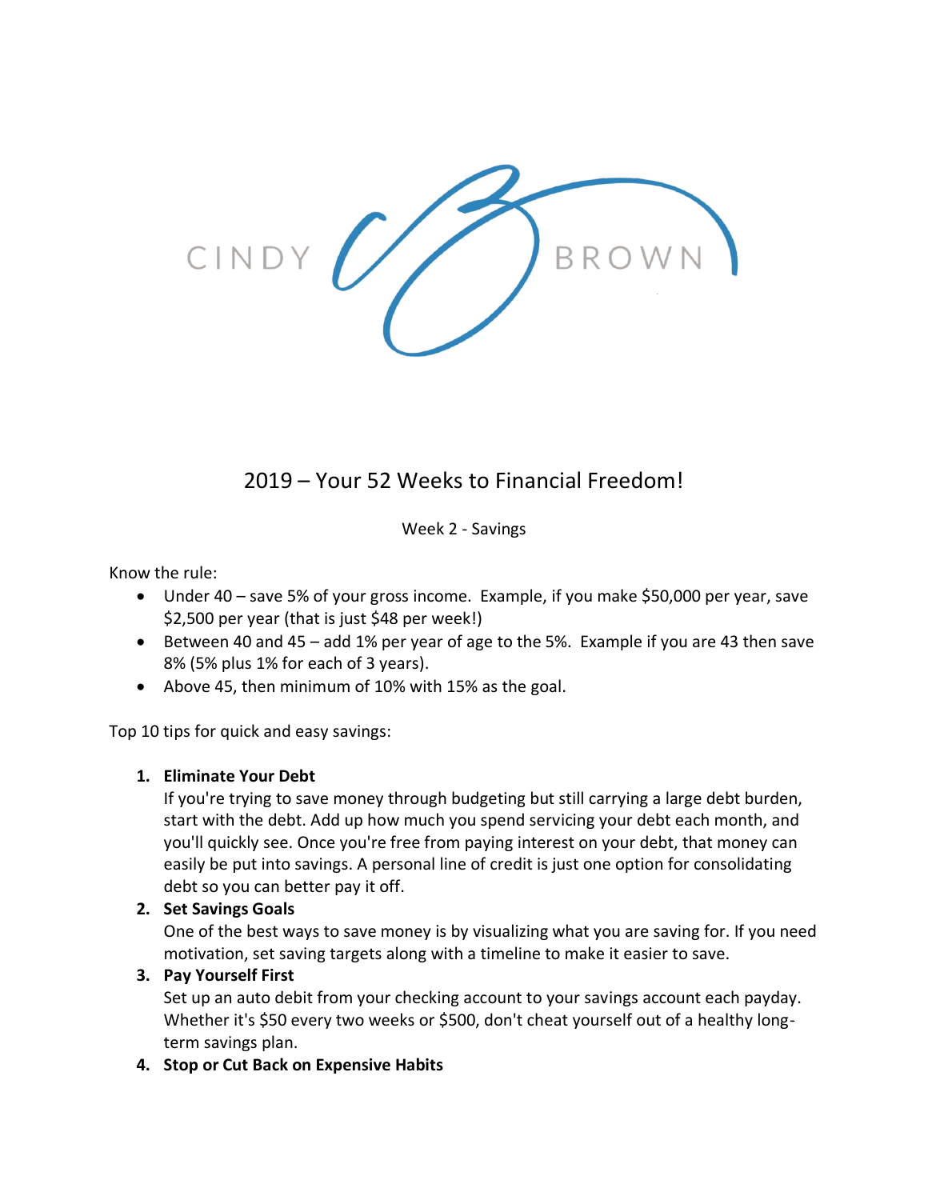CINDY BROWN

# 2019 – Your 52 Weeks to Financial Freedom!

## Week 2 - Savings

Know the rule:

- Under 40 – save 5% of your gross income. Example, if you make $50,000 per year, save $2,500 per year (that is just $48 per week!)
- Between 40 and 45 – add 1% per year of age to the 5%. Example if you are 43 then save 8% (5% plus 1% for each of 3 years).
- Above 45, then minimum of 10% with 15% as the goal.

Top 10 tips for quick and easy savings:

1. **Eliminate Your Debt**
   If you're trying to save money through budgeting but still carrying a large debt burden, start with the debt. Add up how much you spend servicing your debt each month, and you'll quickly see. Once you're free from paying interest on your debt, that money can easily be put into savings. A personal line of credit is just one option for consolidating debt so you can better pay it off.
2. **Set Savings Goals**
   One of the best ways to save money is by visualizing what you are saving for. If you need motivation, set saving targets along with a timeline to make it easier to save.
3. **Pay Yourself First**
   Set up an auto debit from your checking account to your savings account each payday. Whether it's $50 every two weeks or $500, don't cheat yourself out of a healthy long-term savings plan.
4. **Stop or Cut Back on Expensive Habits**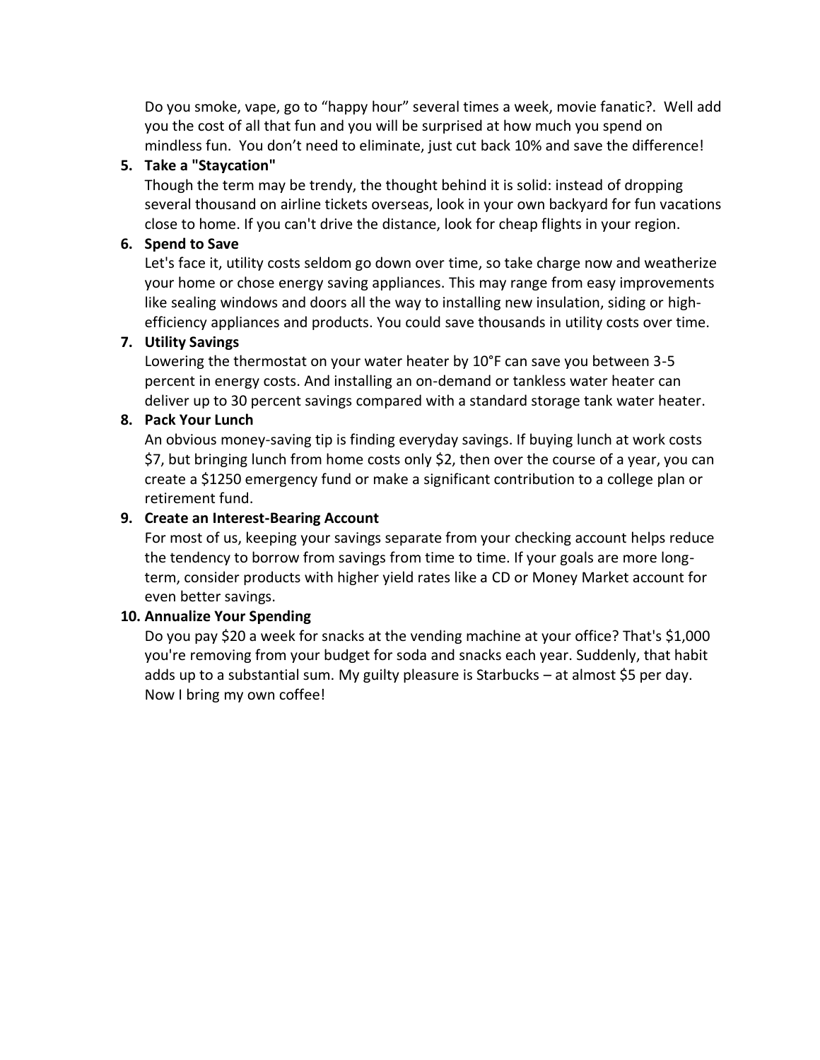Do you smoke, vape, go to "happy hour" several times a week, movie fanatic?. Well add you the cost of all that fun and you will be surprised at how much you spend on mindless fun. You don't need to eliminate, just cut back 10% and save the difference!

5. **Take a "Staycation"**
   Though the term may be trendy, the thought behind it is solid: instead of dropping several thousand on airline tickets overseas, look in your own backyard for fun vacations close to home. If you can't drive the distance, look for cheap flights in your region.
6. **Spend to Save**
   Let's face it, utility costs seldom go down over time, so take charge now and weatherize your home or chose energy saving appliances. This may range from easy improvements like sealing windows and doors all the way to installing new insulation, siding or high-efficiency appliances and products. You could save thousands in utility costs over time.
7. **Utility Savings**
   Lowering the thermostat on your water heater by 10°F can save you between 3-5 percent in energy costs. And installing an on-demand or tankless water heater can deliver up to 30 percent savings compared with a standard storage tank water heater.
8. **Pack Your Lunch**
   An obvious money-saving tip is finding everyday savings. If buying lunch at work costs $7, but bringing lunch from home costs only $2, then over the course of a year, you can create a $1250 emergency fund or make a significant contribution to a college plan or retirement fund.
9. **Create an Interest-Bearing Account**
   For most of us, keeping your savings separate from your checking account helps reduce the tendency to borrow from savings from time to time. If your goals are more long-term, consider products with higher yield rates like a CD or Money Market account for even better savings.
10. **Annualize Your Spending**
    Do you pay $20 a week for snacks at the vending machine at your office? That's $1,000 you're removing from your budget for soda and snacks each year. Suddenly, that habit adds up to a substantial sum. My guilty pleasure is Starbucks – at almost $5 per day. Now I bring my own coffee!